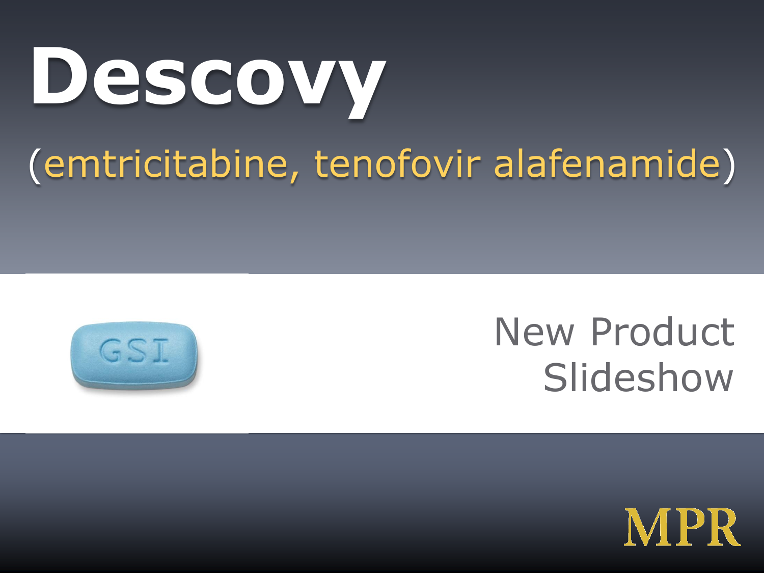# Descovy

## (emtricitabine, tenofovir alafenamide)

New Product Slideshow

MPR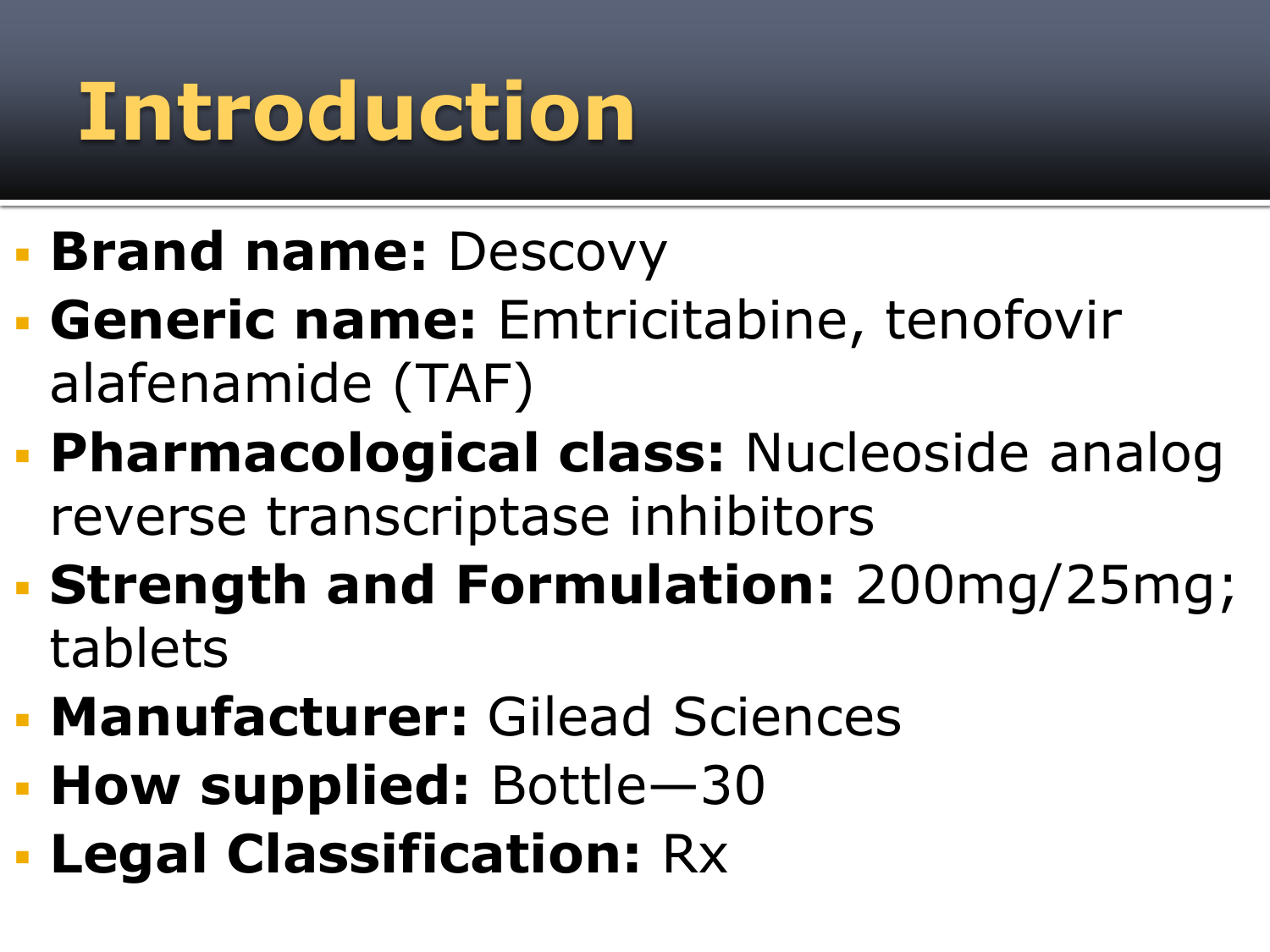# Introduction

- **Brand name:** Descovy
- **Generic name:** Emtricitabine, tenofovir alafenamide (TAF)
- **Pharmacological class:** Nucleoside analog reverse transcriptase inhibitors
- **Strength and Formulation:** 200mg/25mg; tablets
- **Manufacturer:** Gilead Sciences
- **How supplied:** Bottle—30
- **Legal Classification:** Rx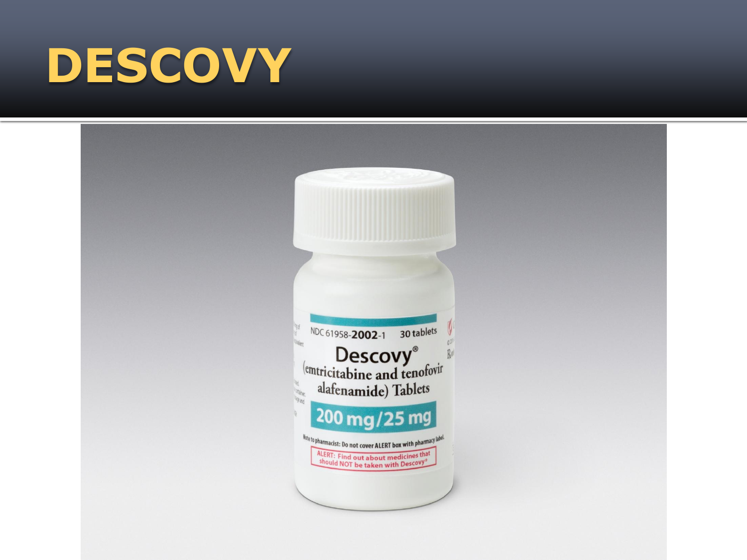# DESCOVY

NDC 61958-2002-1 30 tablets

Descovy®

(emtricitabine and tenofovir alafenamide) Tablets

200 mg/25 mg

Note to pharmacist: Do not cover ALERT box with pharmacy label.

ALERT: Find out about medicines that should NOT be taken with Descovy®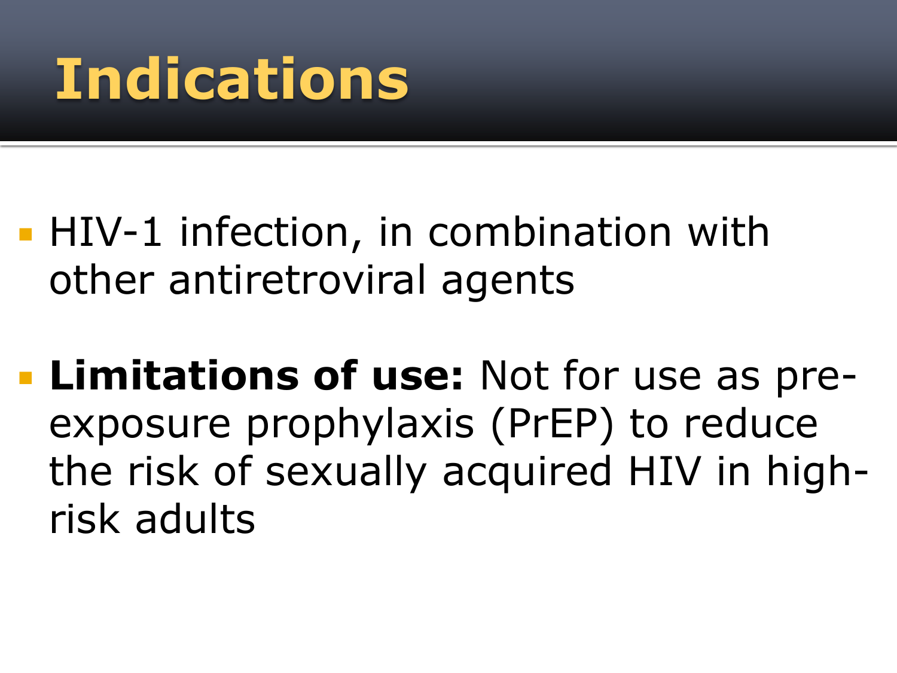# Indications

- HIV-1 infection, in combination with other antiretroviral agents
- **Limitations of use:** Not for use as pre-exposure prophylaxis (PrEP) to reduce the risk of sexually acquired HIV in high-risk adults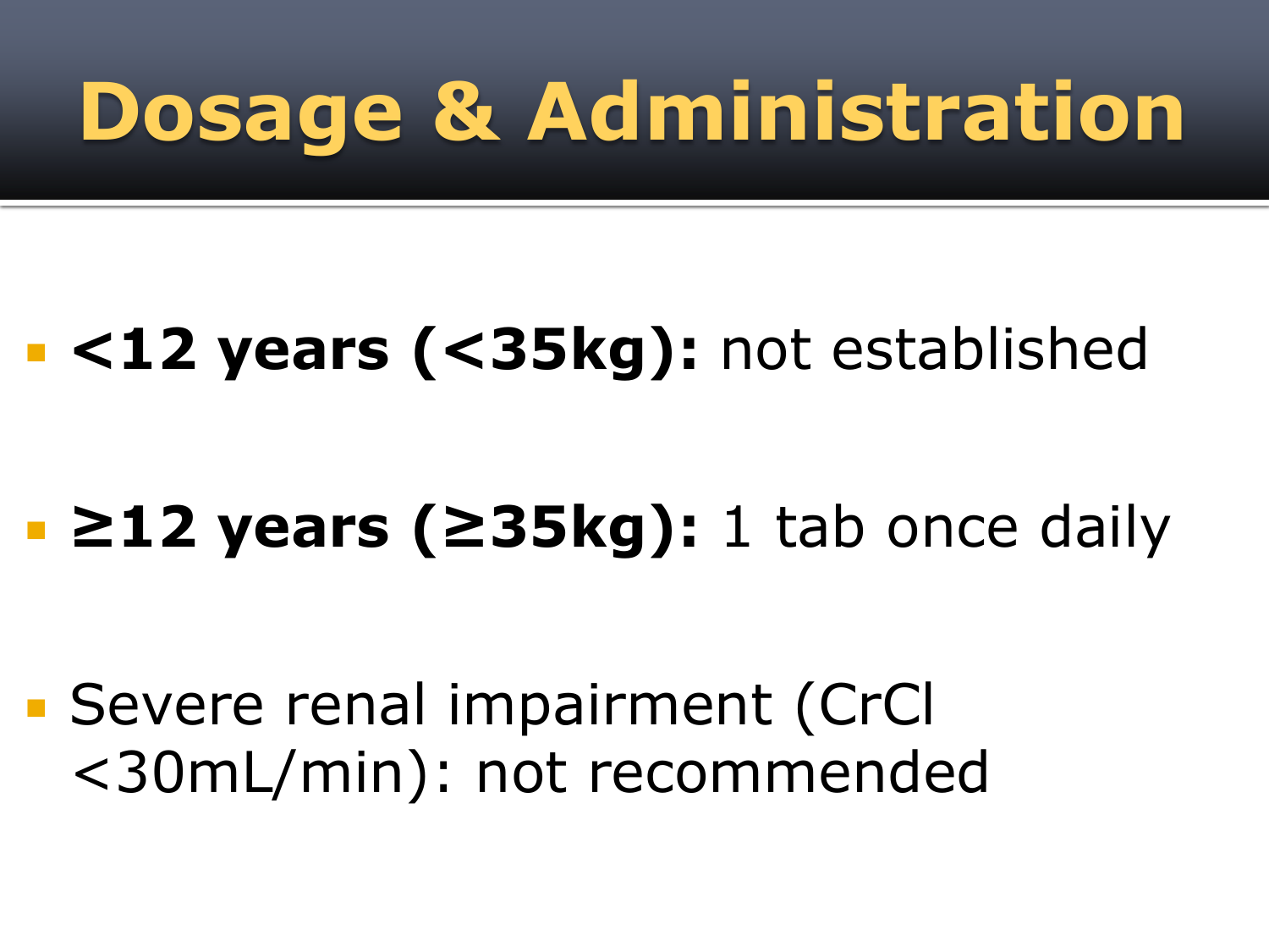# Dosage & Administration

- **<12 years (<35kg):** not established
- **≥12 years (≥35kg):** 1 tab once daily
- Severe renal impairment (CrCl <30mL/min): not recommended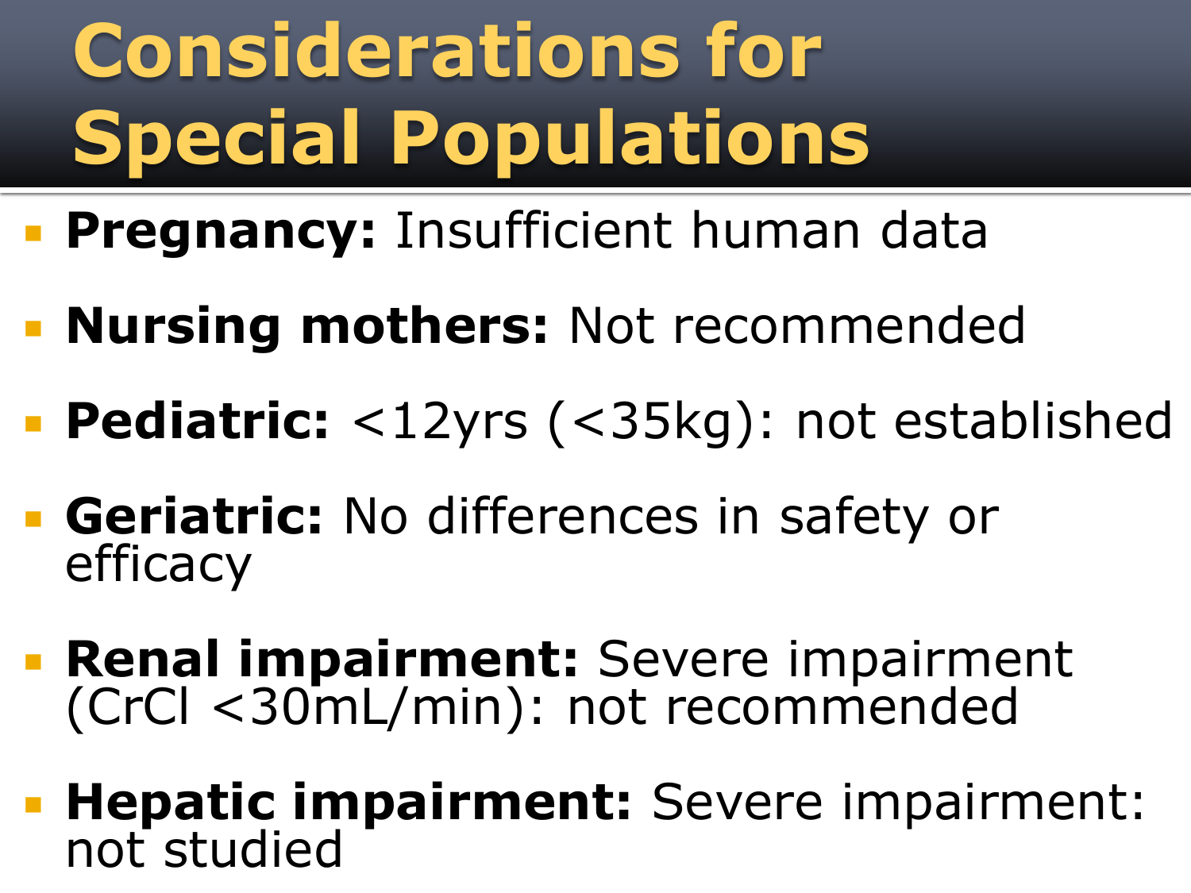# Considerations for Special Populations

- **Pregnancy:** Insufficient human data
- **Nursing mothers:** Not recommended
- **Pediatric:** <12yrs (<35kg): not established
- **Geriatric:** No differences in safety or efficacy
- **Renal impairment:** Severe impairment (CrCl <30mL/min): not recommended
- **Hepatic impairment:** Severe impairment: not studied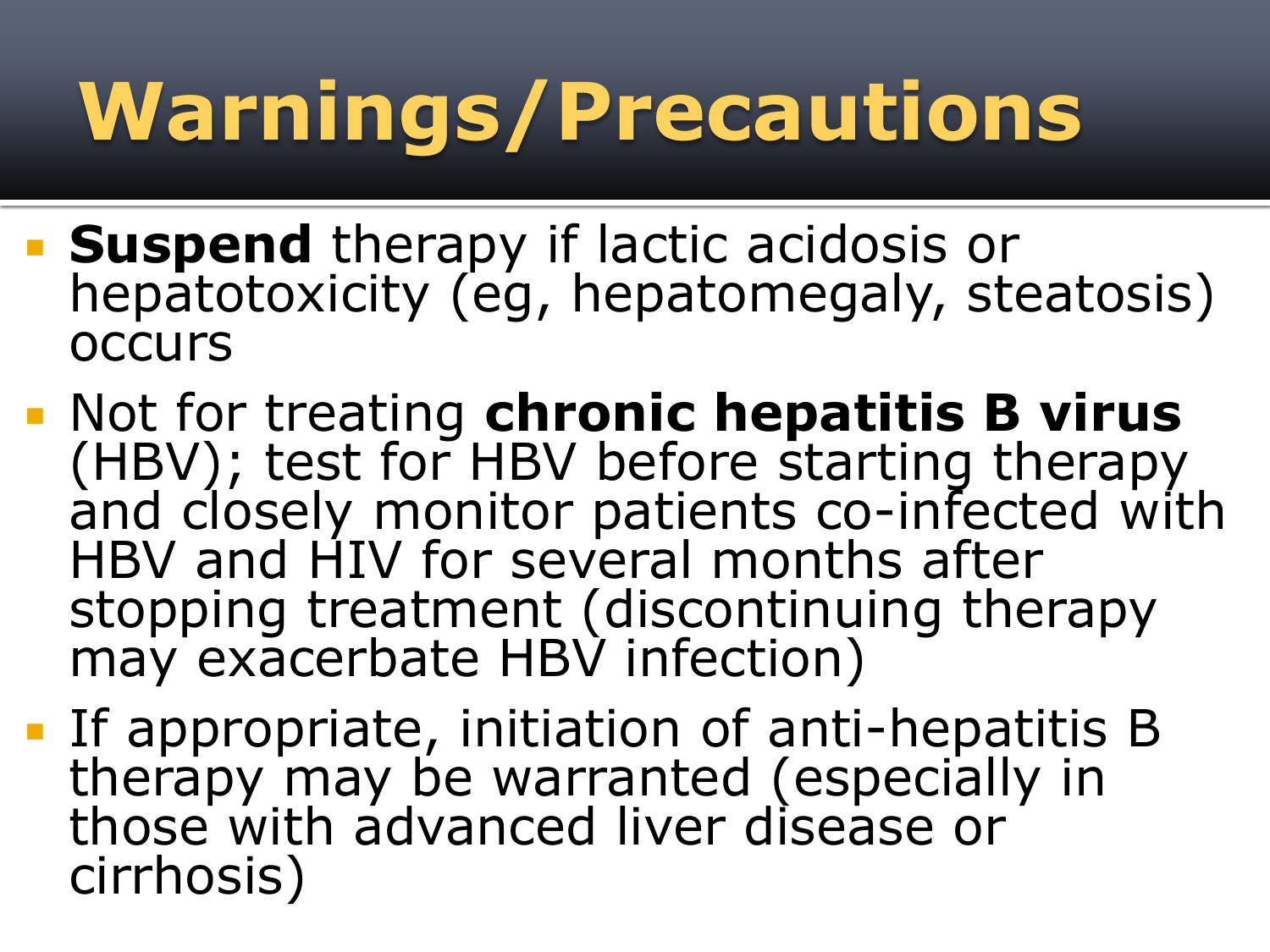# Warnings/Precautions

- **Suspend** therapy if lactic acidosis or hepatotoxicity (eg, hepatomegaly, steatosis) occurs
- Not for treating **chronic hepatitis B virus** (HBV); test for HBV before starting therapy and closely monitor patients co-infected with HBV and HIV for several months after stopping treatment (discontinuing therapy may exacerbate HBV infection)
- If appropriate, initiation of anti-hepatitis B therapy may be warranted (especially in those with advanced liver disease or cirrhosis)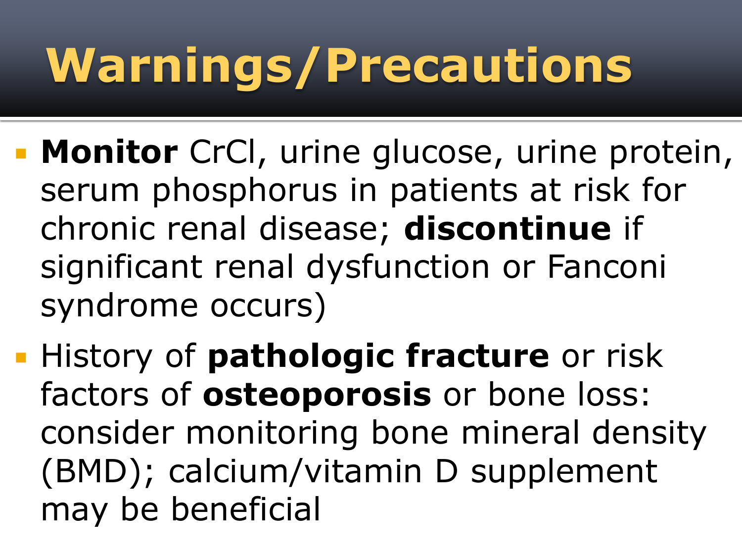# Warnings/Precautions

- **Monitor** CrCl, urine glucose, urine protein, serum phosphorus in patients at risk for chronic renal disease; **discontinue** if significant renal dysfunction or Fanconi syndrome occurs)
- History of **pathologic fracture** or risk factors of **osteoporosis** or bone loss: consider monitoring bone mineral density (BMD); calcium/vitamin D supplement may be beneficial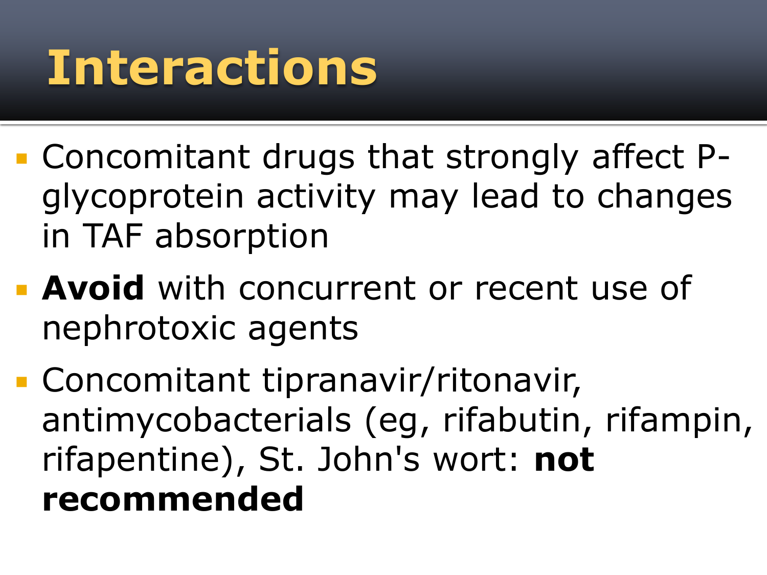# Interactions

- Concomitant drugs that strongly affect P-glycoprotein activity may lead to changes in TAF absorption
- **Avoid** with concurrent or recent use of nephrotoxic agents
- Concomitant tipranavir/ritonavir, antimycobacterials (eg, rifabutin, rifampin, rifapentine), St. John's wort: **not recommended**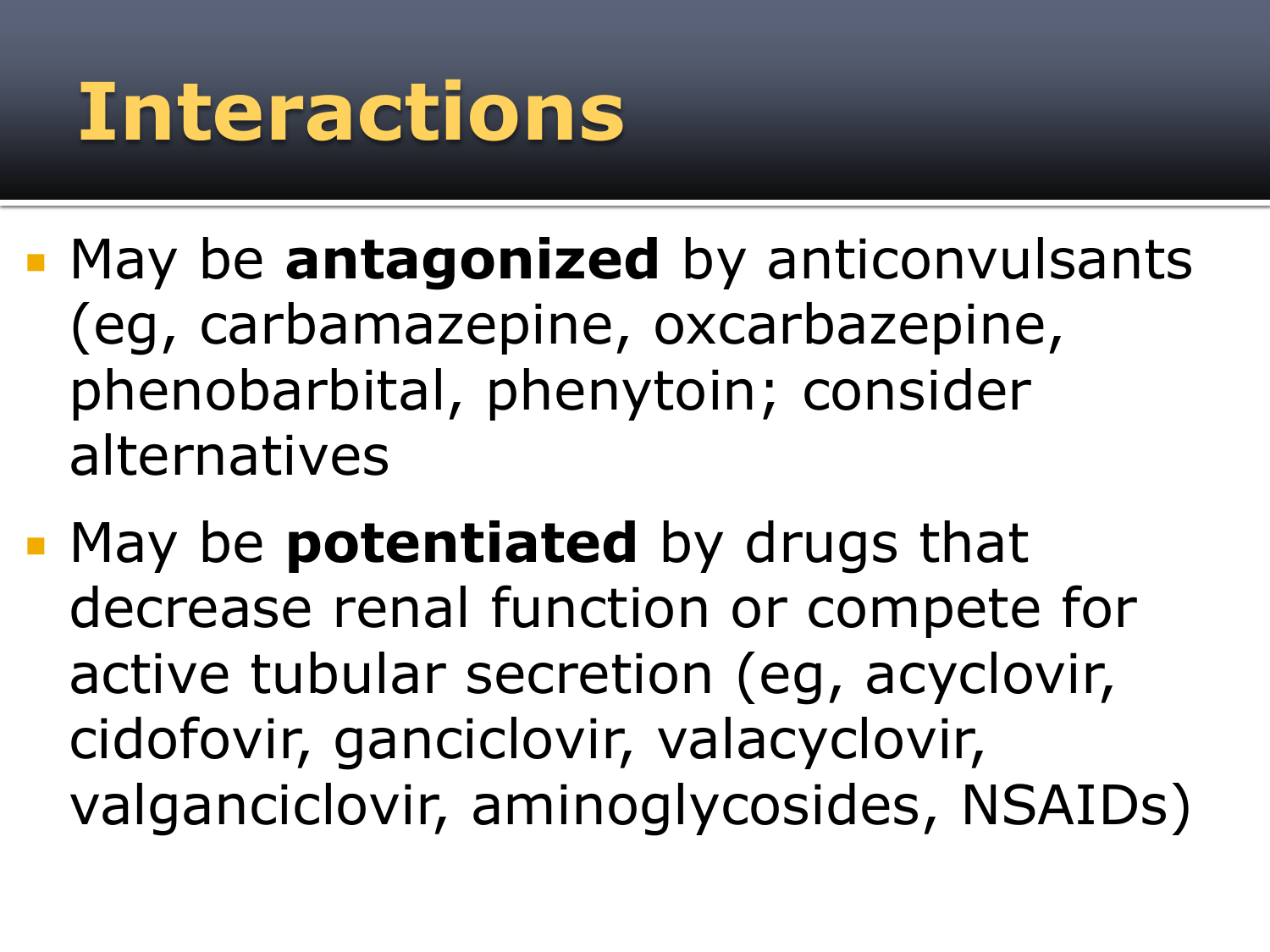# Interactions

- May be **antagonized** by anticonvulsants (eg, carbamazepine, oxcarbazepine, phenobarbital, phenytoin; consider alternatives
- May be **potentiated** by drugs that decrease renal function or compete for active tubular secretion (eg, acyclovir, cidofovir, ganciclovir, valacyclovir, valganciclovir, aminoglycosides, NSAIDs)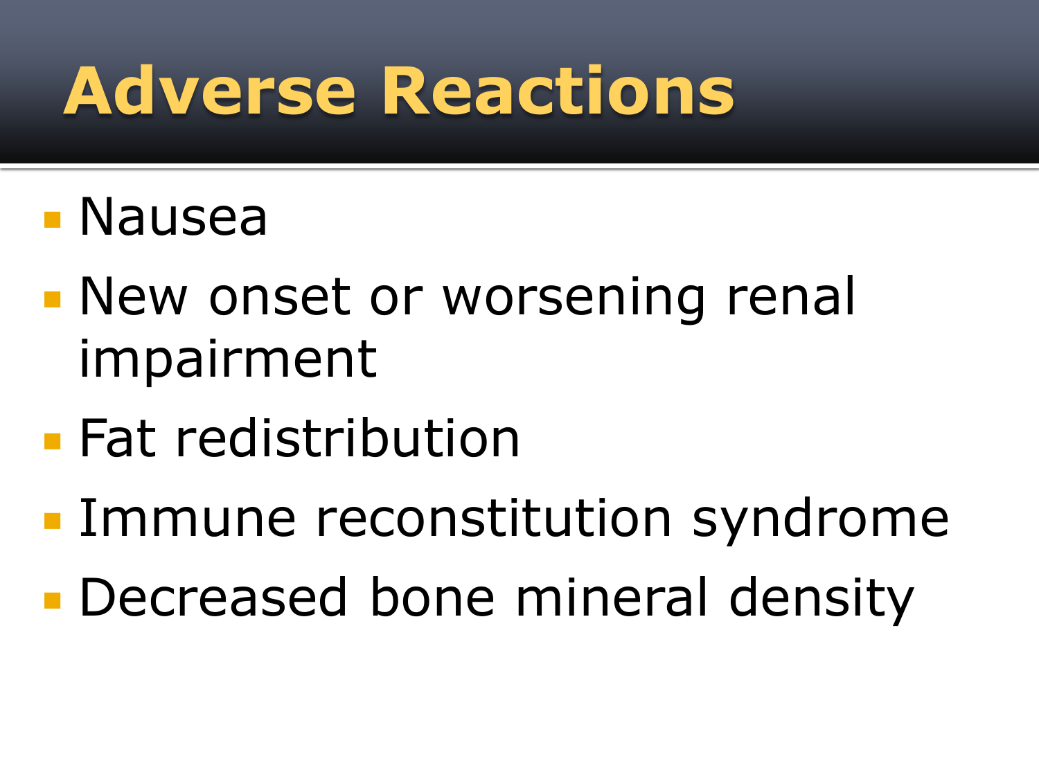# Adverse Reactions

- Nausea
- New onset or worsening renal impairment
- Fat redistribution
- Immune reconstitution syndrome
- Decreased bone mineral density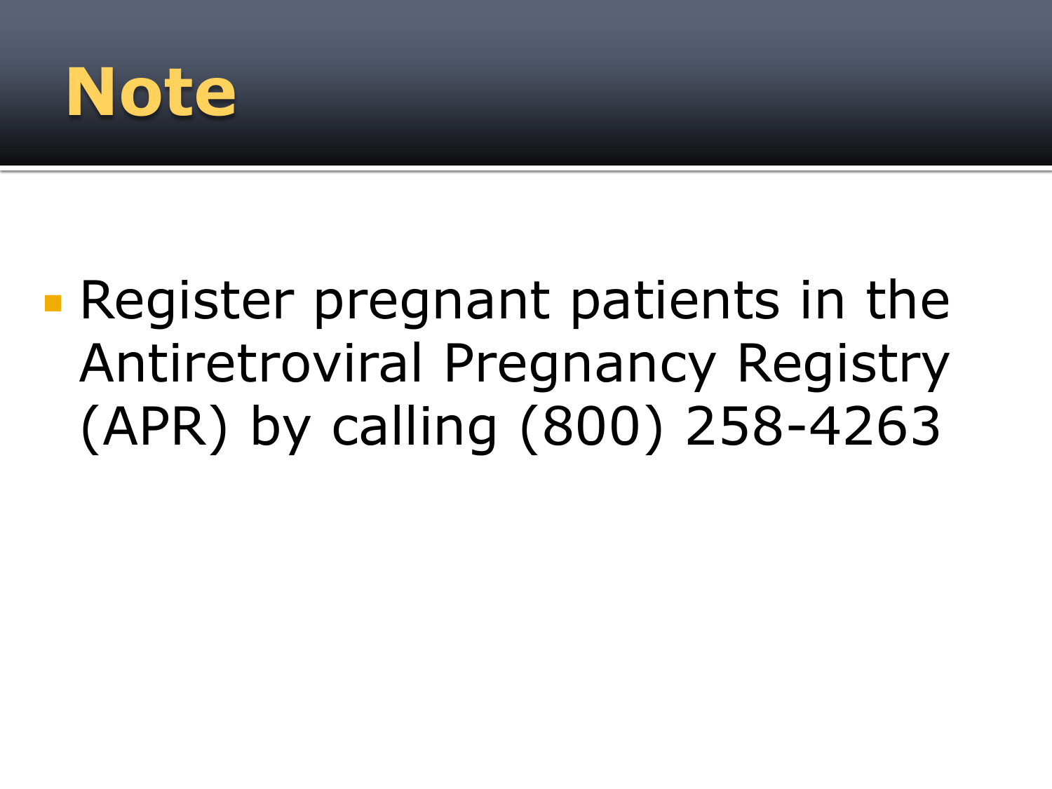# Note

- Register pregnant patients in the Antiretroviral Pregnancy Registry (APR) by calling (800) 258-4263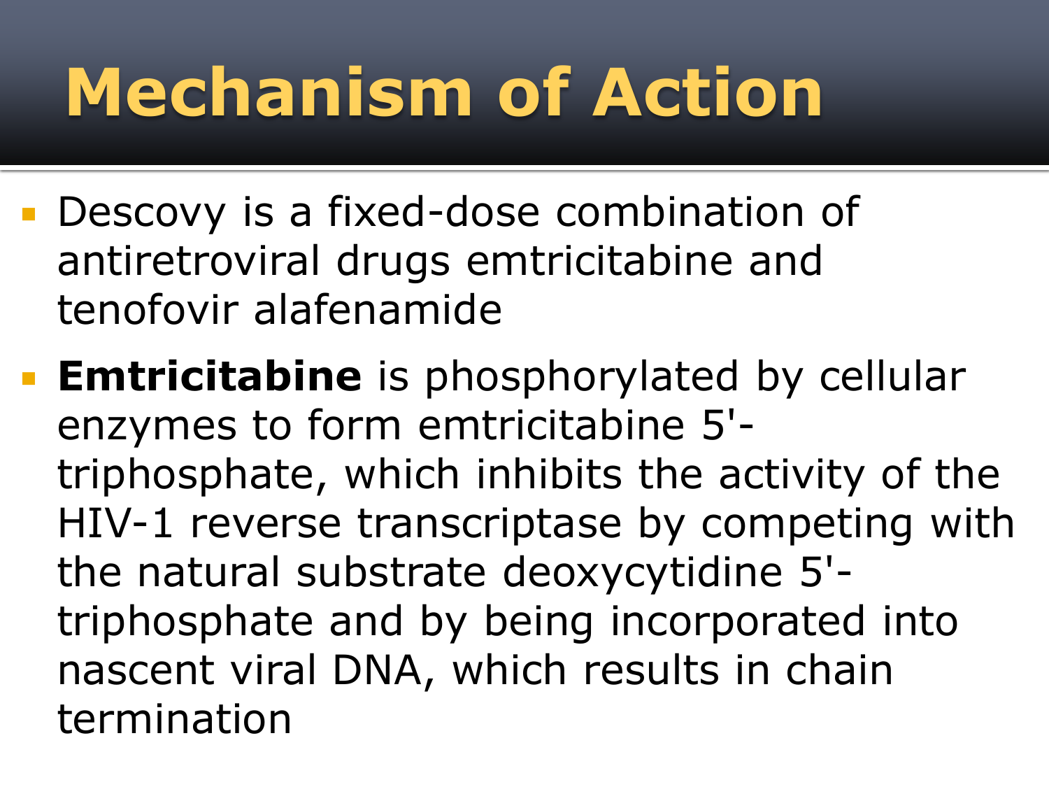# Mechanism of Action

- Descovy is a fixed-dose combination of antiretroviral drugs emtricitabine and tenofovir alafenamide
- **Emtricitabine** is phosphorylated by cellular enzymes to form emtricitabine 5'-triphosphate, which inhibits the activity of the HIV-1 reverse transcriptase by competing with the natural substrate deoxycytidine 5'-triphosphate and by being incorporated into nascent viral DNA, which results in chain termination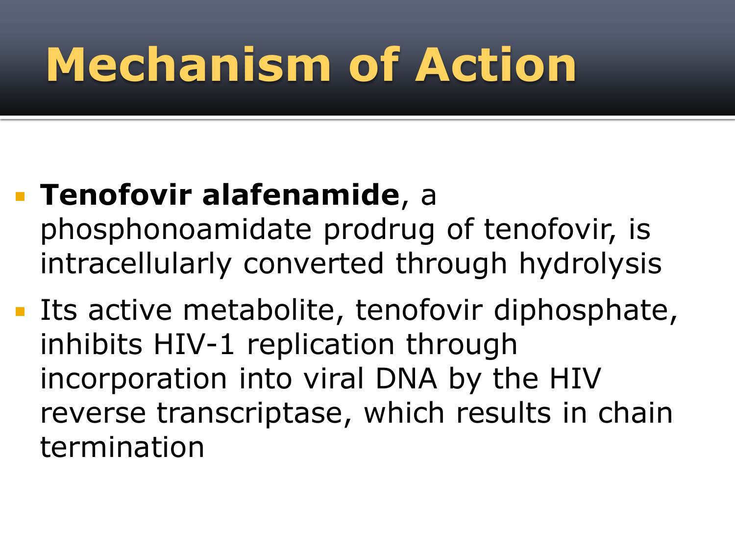# Mechanism of Action

- **Tenofovir alafenamide**, a phosphonoamidate prodrug of tenofovir, is intracellularly converted through hydrolysis
- Its active metabolite, tenofovir diphosphate, inhibits HIV-1 replication through incorporation into viral DNA by the HIV reverse transcriptase, which results in chain termination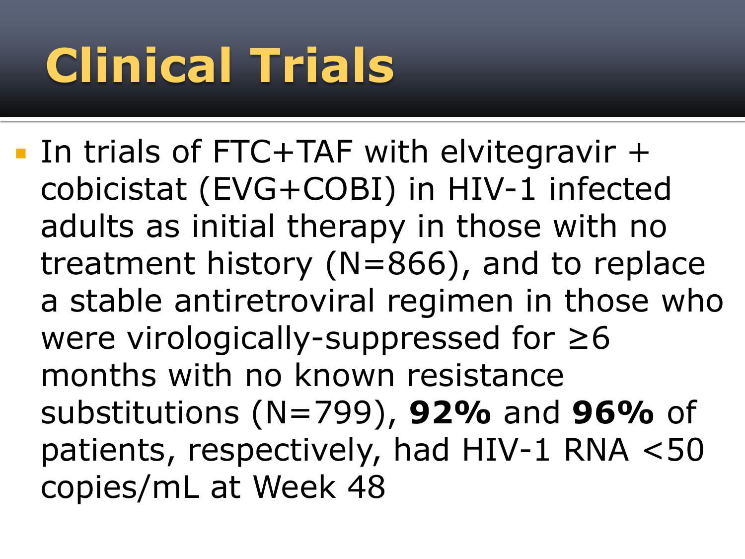# Clinical Trials

- In trials of FTC+TAF with elvitegravir + cobicistat (EVG+COBI) in HIV-1 infected adults as initial therapy in those with no treatment history (N=866), and to replace a stable antiretroviral regimen in those who were virologically-suppressed for ≥6 months with no known resistance substitutions (N=799), **92%** and **96%** of patients, respectively, had HIV-1 RNA <50 copies/mL at Week 48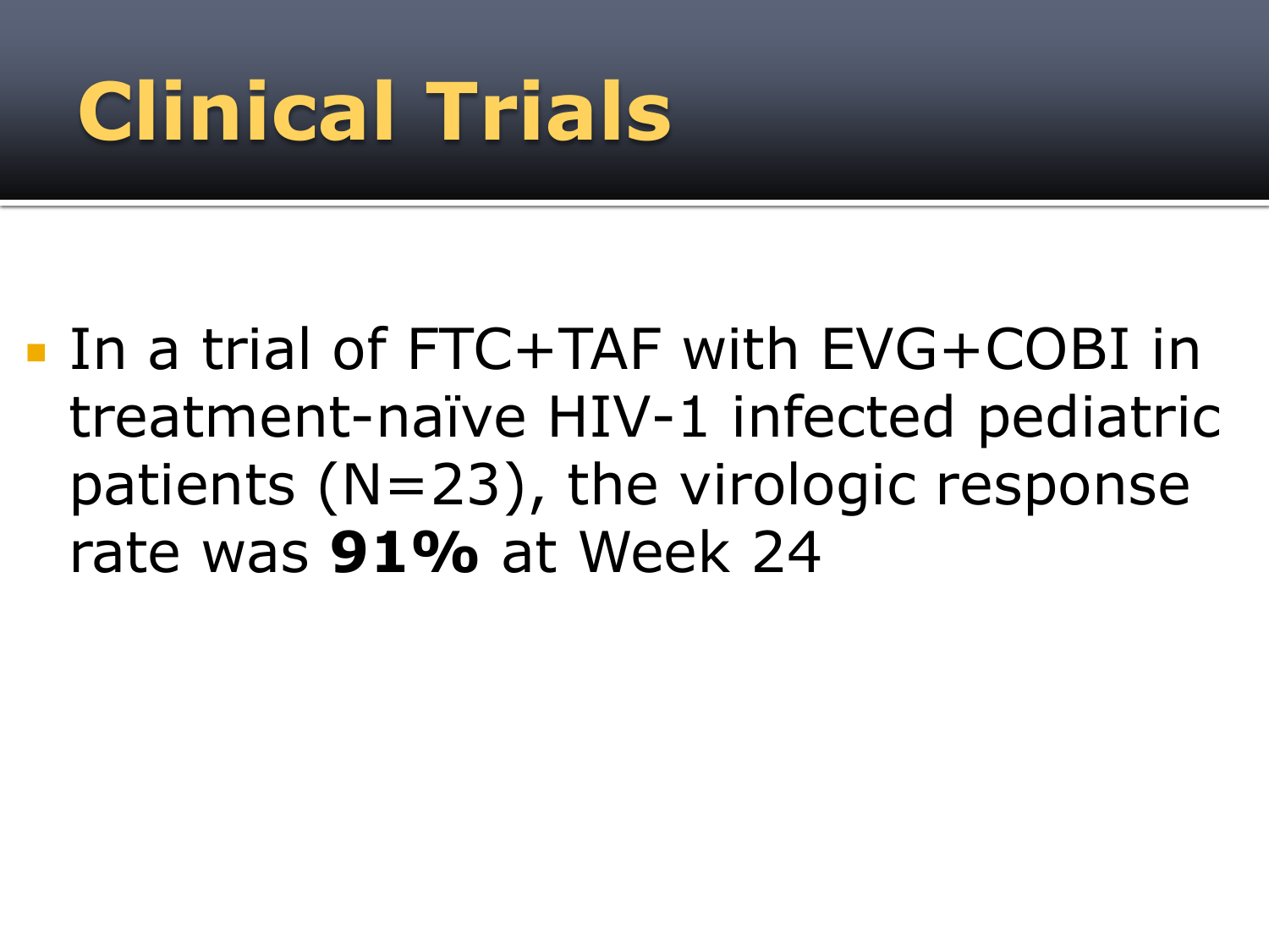# Clinical Trials

- In a trial of FTC+TAF with EVG+COBI in treatment-naïve HIV-1 infected pediatric patients (N=23), the virologic response rate was **91%** at Week 24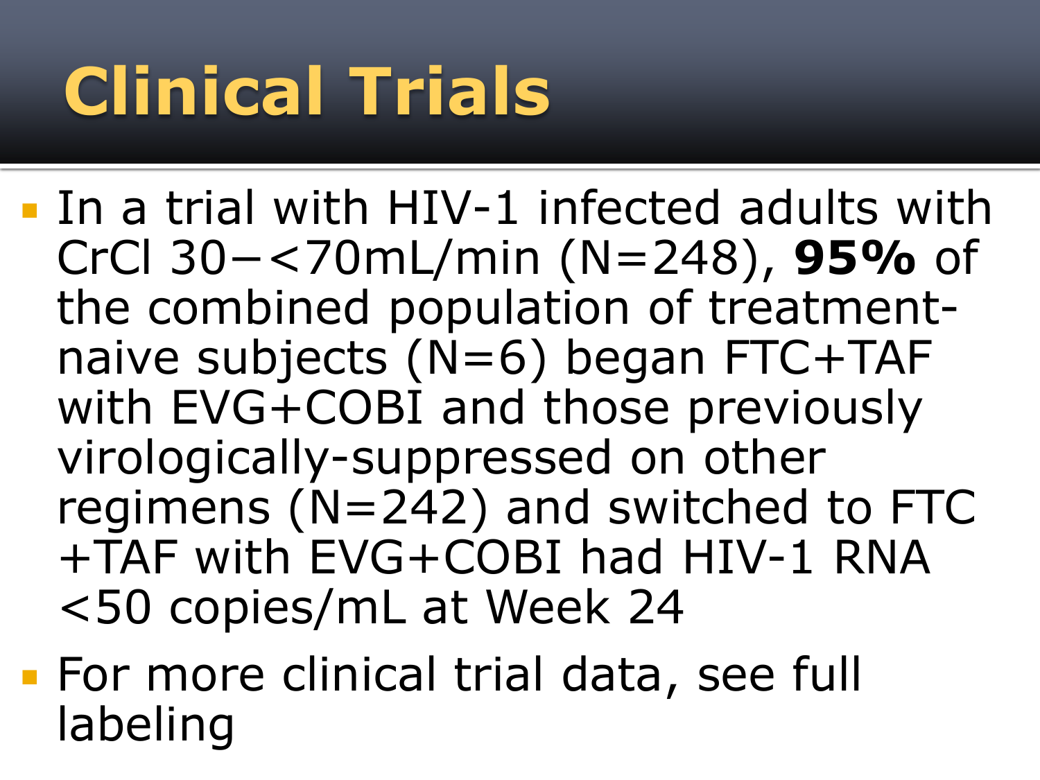# Clinical Trials

- In a trial with HIV-1 infected adults with CrCl 30−<70mL/min (N=248), **95%** of the combined population of treatment-naive subjects (N=6) began FTC+TAF with EVG+COBI and those previously virologically-suppressed on other regimens (N=242) and switched to FTC +TAF with EVG+COBI had HIV-1 RNA <50 copies/mL at Week 24
- For more clinical trial data, see full labeling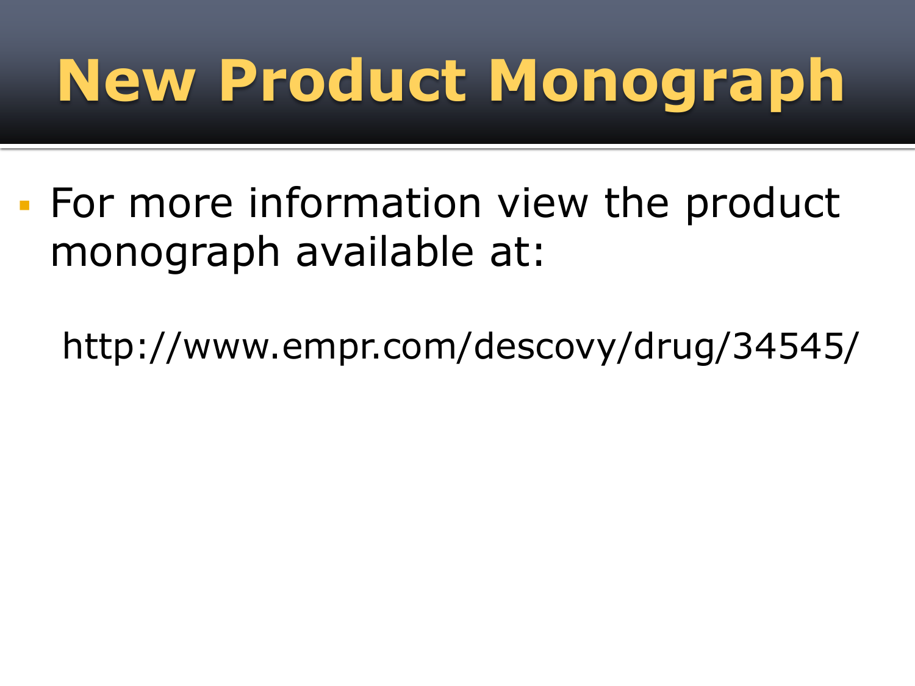# New Product Monograph

- For more information view the product monograph available at:

  http://www.empr.com/descovy/drug/34545/